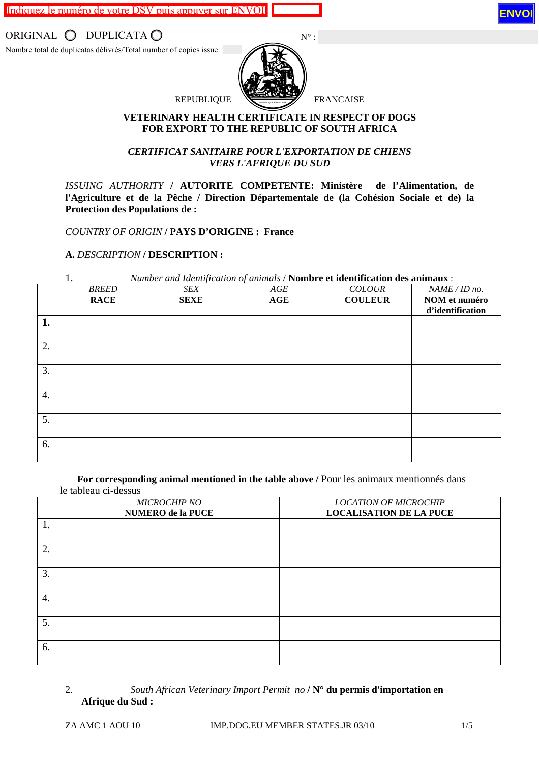Indiquez le numéro de votre DSV puis appuyer sur ENVOI

ENVOI

ORIGINAL ◯ DUPLICATA ◯

N° :

Nombre total de duplicatas délivrés/Total number of copies issue

REPUBLIQUE FRANCAISE

## VETERINARY HEALTH CERTIFICATE IN RESPECT OF DOGS FOR EXPORT TO THE REPUBLIC OF SOUTH AFRICA

## *CERTIFICAT SANITAIRE POUR L'EXPORTATION DE CHIENS VERS L'AFRIQUE DU SUD*

*ISSUING AUTHORITY* / **AUTORITE COMPETENTE: Ministère de l'Alimentation, de l'Agriculture et de la Pêche / Direction Départementale de (la Cohésion Sociale et de) la Protection des Populations de :**

*COUNTRY OF ORIGIN* / **PAYS D'ORIGINE : France**

**A.** *DESCRIPTION* / **DESCRIPTION :**

1. *Number and Identification of animals* / **Nombre et identification des animaux** :

| | *BREED* **RACE** | *SEX* **SEXE** | *AGE* **AGE** | *COLOUR* **COULEUR** | *NAME / ID no.* **NOM et numéro d'identification** |
|---|---|---|---|---|---|
| **1.** | | | | | |
| 2. | | | | | |
| 3. | | | | | |
| 4. | | | | | |
| 5. | | | | | |
| 6. | | | | | |

**For corresponding animal mentioned in the table above /** Pour les animaux mentionnés dans le tableau ci-dessus

| | *MICROCHIP NO* **NUMERO de la PUCE** | *LOCATION OF MICROCHIP* **LOCALISATION DE LA PUCE** |
|---|---|---|
| 1. | | |
| 2. | | |
| 3. | | |
| 4. | | |
| 5. | | |
| 6. | | |

2. *South African Veterinary Import Permit no* / **N° du permis d'importation en Afrique du Sud :**

ZA AMC 1 AOU 10 IMP.DOG.EU MEMBER STATES.JR 03/10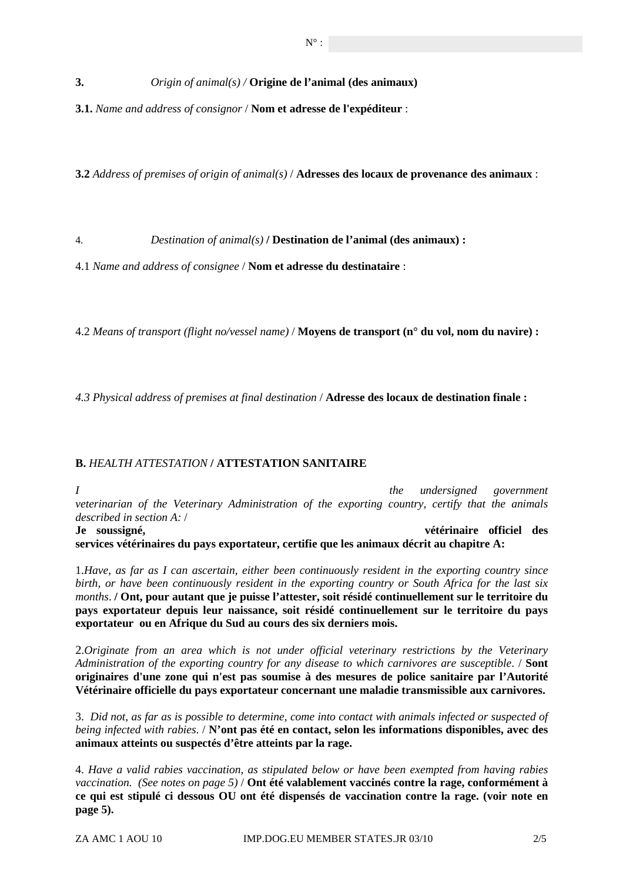N° :

**3.** *Origin of animal(s) /* **Origine de l'animal (des animaux)**

**3.1.** *Name and address of consignor* / **Nom et adresse de l'expéditeur** :

**3.2** *Address of premises of origin of animal(s)* / **Adresses des locaux de provenance des animaux** :

4. *Destination of animal(s)* **/ Destination de l'animal (des animaux) :**

4.1 *Name and address of consignee* / **Nom et adresse du destinataire** :

4.2 *Means of transport (flight no/vessel name)* / **Moyens de transport (n° du vol, nom du navire) :**

*4.3 Physical address of premises at final destination* / **Adresse des locaux de destination finale :**

**B.** *HEALTH ATTESTATION* **/ ATTESTATION SANITAIRE**

*I the undersigned government veterinarian of the Veterinary Administration of the exporting country, certify that the animals described in section A:* /
**Je soussigné, vétérinaire officiel des services vétérinaires du pays exportateur, certifie que les animaux décrit au chapitre A:**

1.*Have, as far as I can ascertain, either been continuously resident in the exporting country since birth, or have been continuously resident in the exporting country or South Africa for the last six months*. **/ Ont, pour autant que je puisse l'attester, soit résidé continuellement sur le territoire du pays exportateur depuis leur naissance, soit résidé continuellement sur le territoire du pays exportateur ou en Afrique du Sud au cours des six derniers mois.**

2.*Originate from an area which is not under official veterinary restrictions by the Veterinary Administration of the exporting country for any disease to which carnivores are susceptible*. / **Sont originaires d'une zone qui n'est pas soumise à des mesures de police sanitaire par l'Autorité Vétérinaire officielle du pays exportateur concernant une maladie transmissible aux carnivores.**

3. *Did not, as far as is possible to determine, come into contact with animals infected or suspected of being infected with rabies*. / **N'ont pas été en contact, selon les informations disponibles, avec des animaux atteints ou suspectés d'être atteints par la rage.**

4. *Have a valid rabies vaccination, as stipulated below or have been exempted from having rabies vaccination. (See notes on page 5)* / **Ont été valablement vaccinés contre la rage, conformément à ce qui est stipulé ci dessous OU ont été dispensés de vaccination contre la rage. (voir note en page 5).**

ZA AMC 1 AOU 10 IMP.DOG.EU MEMBER STATES.JR 03/10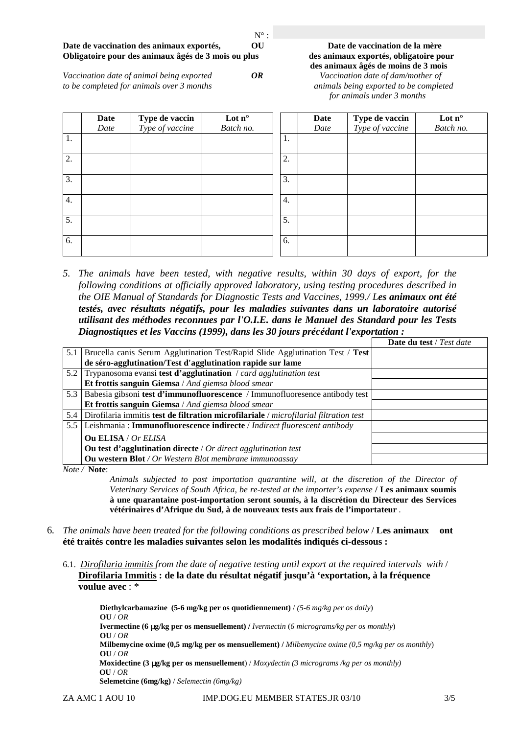N° :

**Date de vaccination des animaux exportés, Obligatoire pour des animaux âgés de 3 mois ou plus**

*Vaccination date of animal being exported to be completed for animals over 3 months*

**OU** / ***OR***

**Date de vaccination de la mère des animaux exportés, obligatoire pour des animaux âgés de moins de 3 mois**

*Vaccination date of dam/mother of animals being exported to be completed for animals under 3 months*

| | **Date** *Date* | **Type de vaccin** *Type of vaccine* | **Lot n°** *Batch no.* |
|---|---|---|---|
| 1. | | | |
| 2. | | | |
| 3. | | | |
| 4. | | | |
| 5. | | | |
| 6. | | | |

| | **Date** *Date* | **Type de vaccin** *Type of vaccine* | **Lot n°** *Batch no.* |
|---|---|---|---|
| 1. | | | |
| 2. | | | |
| 3. | | | |
| 4. | | | |
| 5. | | | |
| 6. | | | |

5. *The animals have been tested, with negative results, within 30 days of export, for the following conditions at officially approved laboratory, using testing procedures described in the OIE Manual of Standards for Diagnostic Tests and Vaccines, 1999./* ***Les animaux ont été testés, avec résultats négatifs, pour les maladies suivantes dans un laboratoire autorisé utilisant des méthodes reconnues par l'O.I.E. dans le Manuel des Standard pour les Tests Diagnostiques et les Vaccins (1999), dans les 30 jours précédant l'exportation :***

| | | **Date du test** / *Test date* |
|---|---|---|
| 5.1 | Brucella canis Serum Agglutination Test/Rapid Slide Agglutination Test / **Test de séro-agglutination/Test d'agglutination rapide sur lame** | |
| 5.2 | Trypanosoma evansi **test d'agglutination** / *card agglutination test* | |
| | **Et frottis sanguin Giemsa** / *And giemsa blood smear* | |
| 5.3 | Babesia gibsoni **test d'immunofluorescence** / Immunofluoresence antibody test | |
| | **Et frottis sanguin Giemsa** / *And giemsa blood smear* | |
| 5.4 | Dirofilaria immitis **test de filtration microfilariale** / *microfilarial filtration test* | |
| 5.5 | Leishmania : **Immunofluorescence indirecte** / *Indirect fluorescent antibody* | |
| | **Ou ELISA** / *Or ELISA* | |
| | **Ou test d'agglutination directe** / *Or direct agglutination test* | |
| | **Ou western Blot** */ Or Western Blot membrane immunoassay* | |

*Note /* **Note**:

*Animals subjected to post importation quarantine will, at the discretion of the Director of Veterinary Services of South Africa, be re-tested at the importer's expense* / **Les animaux soumis à une quarantaine post-importation seront soumis, à la discrétion du Directeur des Services vétérinaires d'Afrique du Sud, à de nouveaux tests aux frais de l'importateur** .

6. *The animals have been treated for the following conditions as prescribed below* / **Les animaux ont été traités contre les maladies suivantes selon les modalités indiqués ci-dessous :**

6.1. *Dirofilaria immitis from the date of negative testing until export at the required intervals with* / **Dirofilaria Immitis : de la date du résultat négatif jusqu'à 'exportation, à la fréquence voulue avec** : *

**Diethylcarbamazine (5-6 mg/kg per os quotidiennement)** / *(5-6 mg/kg per os daily*)
**OU** / *OR*
**Ivermectine (6 μg/kg per os mensuellement) /** *Ivermectin* (*6 micrograms/kg per os monthly*)
**OU** / *OR*
**Milbemycine oxime (0,5 mg/kg per os mensuellement) /** *Milbemycine oxime (0,5 mg/kg per os monthly*)
**OU** / *OR*
**Moxidectine (3 μg/kg per os mensuellement**) / *Moxydectin (3 micrograms /kg per os monthly)*
**OU** / *OR*
**Selemetcine (6mg/kg)** / *Selemectin (6mg/kg)*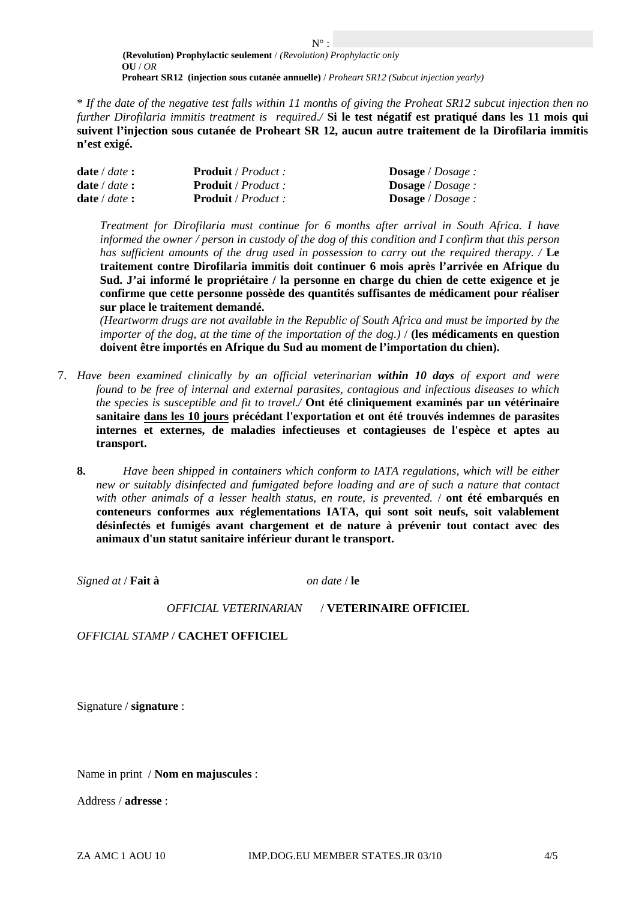N° :

**(Revolution) Prophylactic seulement** / *(Revolution) Prophylactic only*
**OU** / *OR*
**Proheart SR12 (injection sous cutanée annuelle)** / *Proheart SR12 (Subcut injection yearly)*

* *If the date of the negative test falls within 11 months of giving the Proheat SR12 subcut injection then no further Dirofilaria immitis treatment is required./* **Si le test négatif est pratiqué dans les 11 mois qui suivent l'injection sous cutanée de Proheart SR 12, aucun autre traitement de la Dirofilaria immitis n'est exigé.**

| | | |
|---|---|---|
| **date** / *date* **:** | **Produit** / *Product :* | **Dosage** / *Dosage :* |
| **date** / *date* **:** | **Produit** / *Product :* | **Dosage** / *Dosage :* |
| **date** / *date* **:** | **Produit** / *Product :* | **Dosage** / *Dosage :* |

*Treatment for Dirofilaria must continue for 6 months after arrival in South Africa. I have informed the owner / person in custody of the dog of this condition and I confirm that this person has sufficient amounts of the drug used in possession to carry out the required therapy. /* **Le traitement contre Dirofilaria immitis doit continuer 6 mois après l'arrivée en Afrique du Sud. J'ai informé le propriétaire / la personne en charge du chien de cette exigence et je confirme que cette personne possède des quantités suffisantes de médicament pour réaliser sur place le traitement demandé.**
*(Heartworm drugs are not available in the Republic of South Africa and must be imported by the importer of the dog, at the time of the importation of the dog.)* / **(les médicaments en question doivent être importés en Afrique du Sud au moment de l'importation du chien).**

7. *Have been examined clinically by an official veterinarian* ***within 10 days*** *of export and were found to be free of internal and external parasites, contagious and infectious diseases to which the species is susceptible and fit to travel./* **Ont été cliniquement examinés par un vétérinaire sanitaire <u>dans les 10 jours</u> précédant l'exportation et ont été trouvés indemnes de parasites internes et externes, de maladies infectieuses et contagieuses de l'espèce et aptes au transport.**

8. *Have been shipped in containers which conform to IATA regulations, which will be either new or suitably disinfected and fumigated before loading and are of such a nature that contact with other animals of a lesser health status, en route, is prevented.* / **ont été embarqués en conteneurs conformes aux réglementations IATA, qui sont soit neufs, soit valablement désinfectés et fumigés avant chargement et de nature à prévenir tout contact avec des animaux d'un statut sanitaire inférieur durant le transport.**

*Signed at* / **Fait à** *on date* / **le**

*OFFICIAL VETERINARIAN* / **VETERINAIRE OFFICIEL**

*OFFICIAL STAMP* / **CACHET OFFICIEL**

Signature / **signature** :

Name in print / **Nom en majuscules** :

Address / **adresse** :

ZA AMC 1 AOU 10 IMP.DOG.EU MEMBER STATES.JR 03/10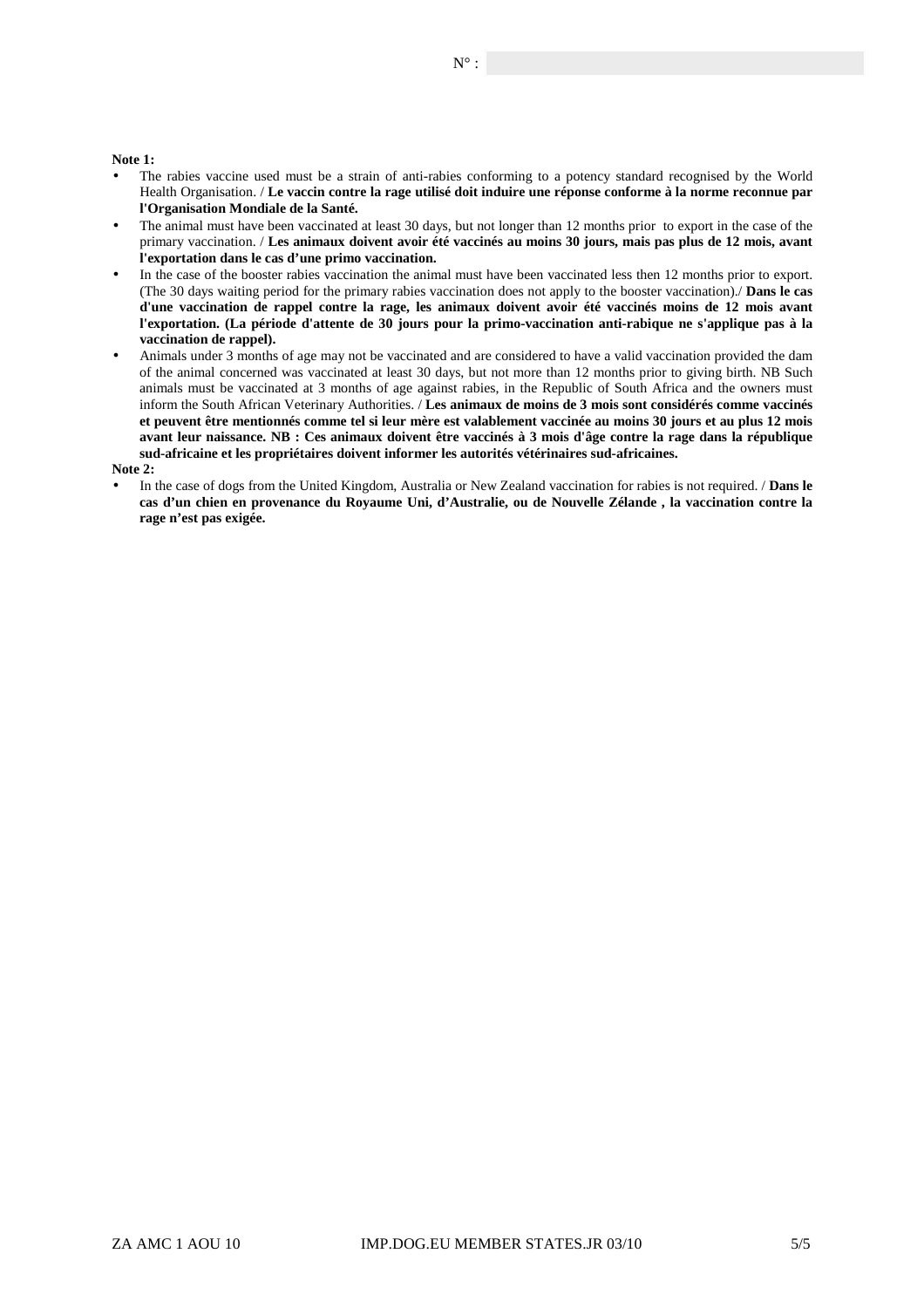N° :

**Note 1:**

- The rabies vaccine used must be a strain of anti-rabies conforming to a potency standard recognised by the World Health Organisation. / **Le vaccin contre la rage utilisé doit induire une réponse conforme à la norme reconnue par l'Organisation Mondiale de la Santé.**
- The animal must have been vaccinated at least 30 days, but not longer than 12 months prior to export in the case of the primary vaccination. / **Les animaux doivent avoir été vaccinés au moins 30 jours, mais pas plus de 12 mois, avant l'exportation dans le cas d'une primo vaccination.**
- In the case of the booster rabies vaccination the animal must have been vaccinated less then 12 months prior to export. (The 30 days waiting period for the primary rabies vaccination does not apply to the booster vaccination)./ **Dans le cas d'une vaccination de rappel contre la rage, les animaux doivent avoir été vaccinés moins de 12 mois avant l'exportation. (La période d'attente de 30 jours pour la primo-vaccination anti-rabique ne s'applique pas à la vaccination de rappel).**
- Animals under 3 months of age may not be vaccinated and are considered to have a valid vaccination provided the dam of the animal concerned was vaccinated at least 30 days, but not more than 12 months prior to giving birth. NB Such animals must be vaccinated at 3 months of age against rabies, in the Republic of South Africa and the owners must inform the South African Veterinary Authorities. / **Les animaux de moins de 3 mois sont considérés comme vaccinés et peuvent être mentionnés comme tel si leur mère est valablement vaccinée au moins 30 jours et au plus 12 mois avant leur naissance. NB : Ces animaux doivent être vaccinés à 3 mois d'âge contre la rage dans la république sud-africaine et les propriétaires doivent informer les autorités vétérinaires sud-africaines.**

**Note 2:**

- In the case of dogs from the United Kingdom, Australia or New Zealand vaccination for rabies is not required. / **Dans le cas d'un chien en provenance du Royaume Uni, d'Australie, ou de Nouvelle Zélande , la vaccination contre la rage n'est pas exigée.**

ZA AMC 1 AOU 10 IMP.DOG.EU MEMBER STATES.JR 03/10